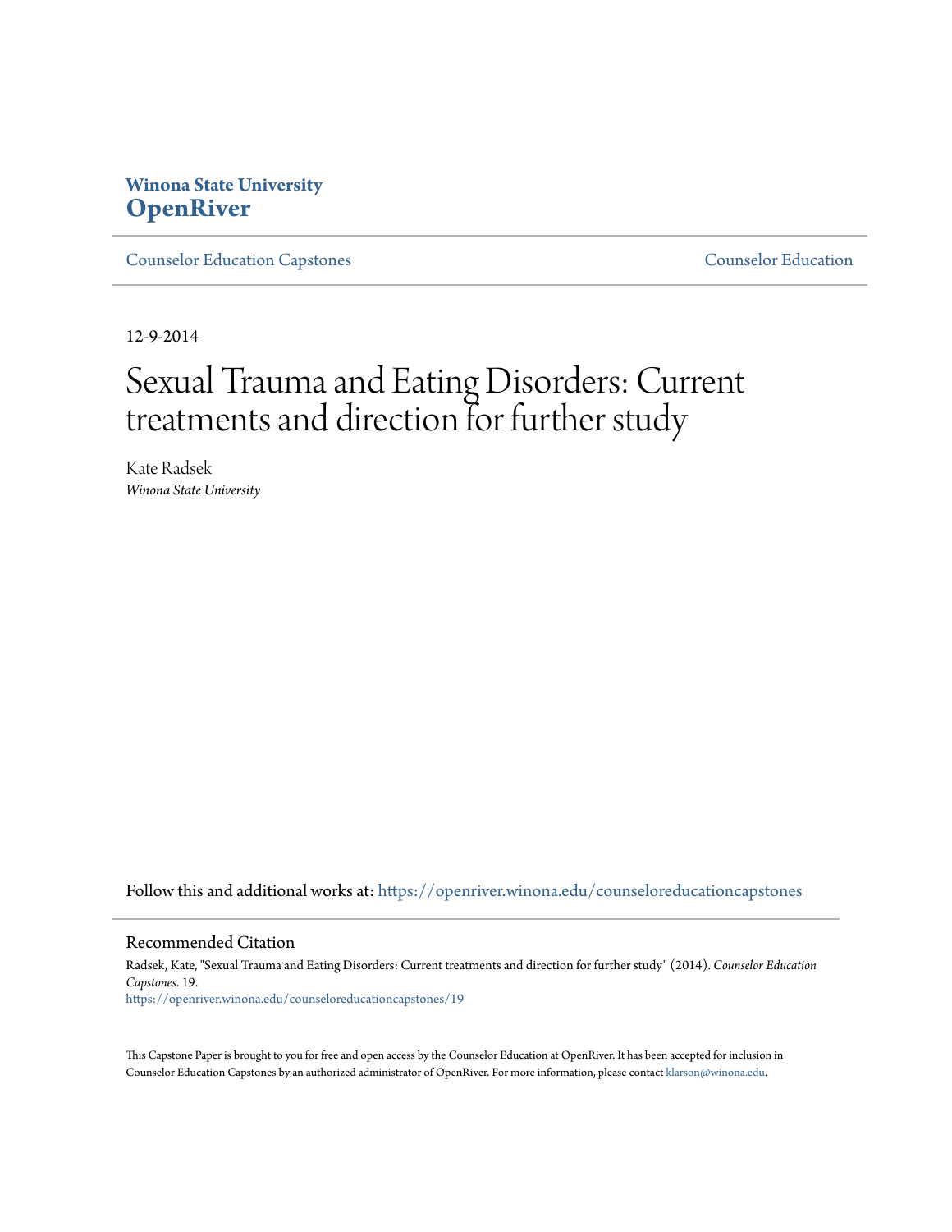**Winona State University**
# OpenRiver

Counselor Education Capstones | Counselor Education

12-9-2014

# Sexual Trauma and Eating Disorders: Current treatments and direction for further study

Kate Radsek
*Winona State University*

Follow this and additional works at: https://openriver.winona.edu/counseloreducationcapstones

## Recommended Citation

Radsek, Kate, "Sexual Trauma and Eating Disorders: Current treatments and direction for further study" (2014). *Counselor Education Capstones*. 19.
https://openriver.winona.edu/counseloreducationcapstones/19

This Capstone Paper is brought to you for free and open access by the Counselor Education at OpenRiver. It has been accepted for inclusion in Counselor Education Capstones by an authorized administrator of OpenRiver. For more information, please contact klarson@winona.edu.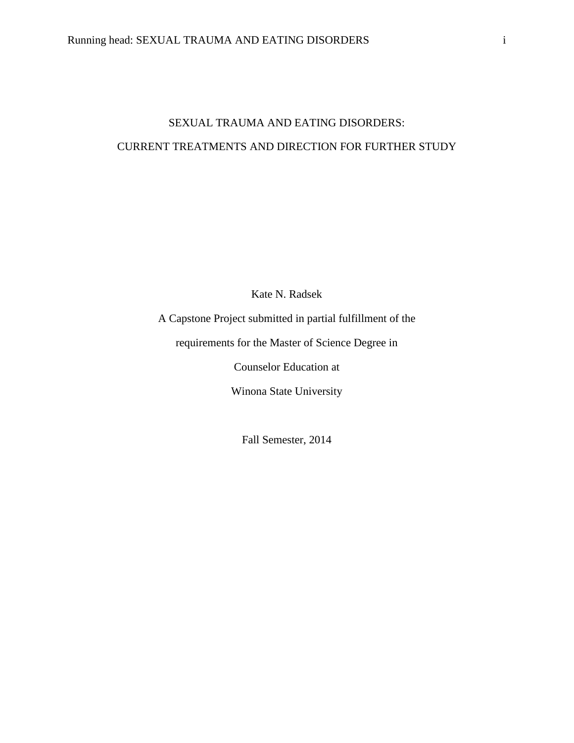# SEXUAL TRAUMA AND EATING DISORDERS:

# CURRENT TREATMENTS AND DIRECTION FOR FURTHER STUDY

Kate N. Radsek

A Capstone Project submitted in partial fulfillment of the

requirements for the Master of Science Degree in

Counselor Education at

Winona State University

Fall Semester, 2014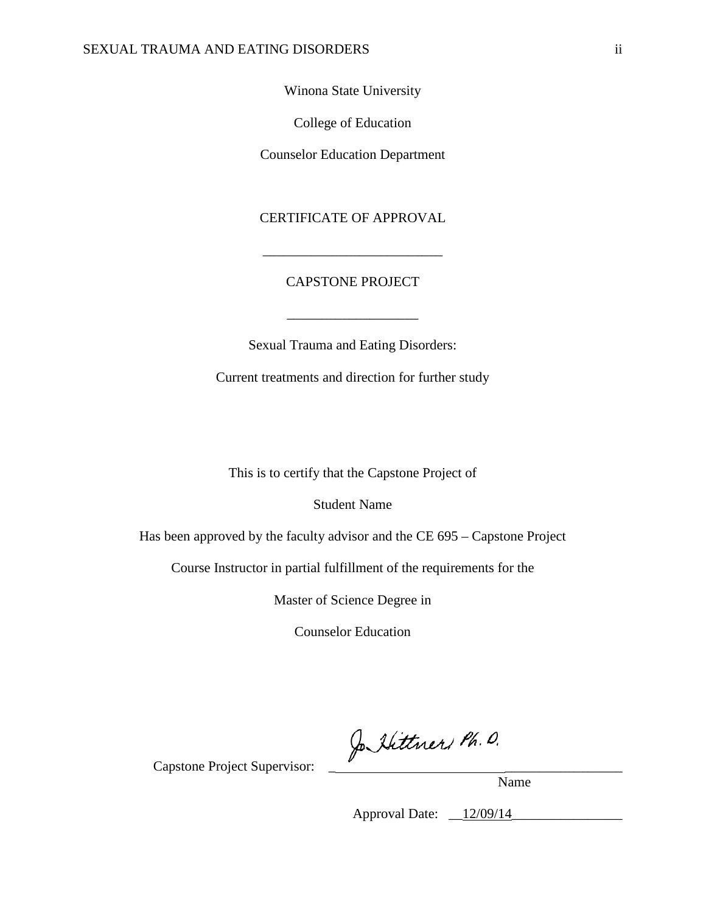Winona State University

College of Education

Counselor Education Department

CERTIFICATE OF APPROVAL

___________________________

CAPSTONE PROJECT

___________________

Sexual Trauma and Eating Disorders:

Current treatments and direction for further study

This is to certify that the Capstone Project of

Student Name

Has been approved by the faculty advisor and the CE 695 – Capstone Project

Course Instructor in partial fulfillment of the requirements for the

Master of Science Degree in

Counselor Education

Capstone Project Supervisor: Jo Hittner, Ph.D.

Name

Approval Date: 12/09/14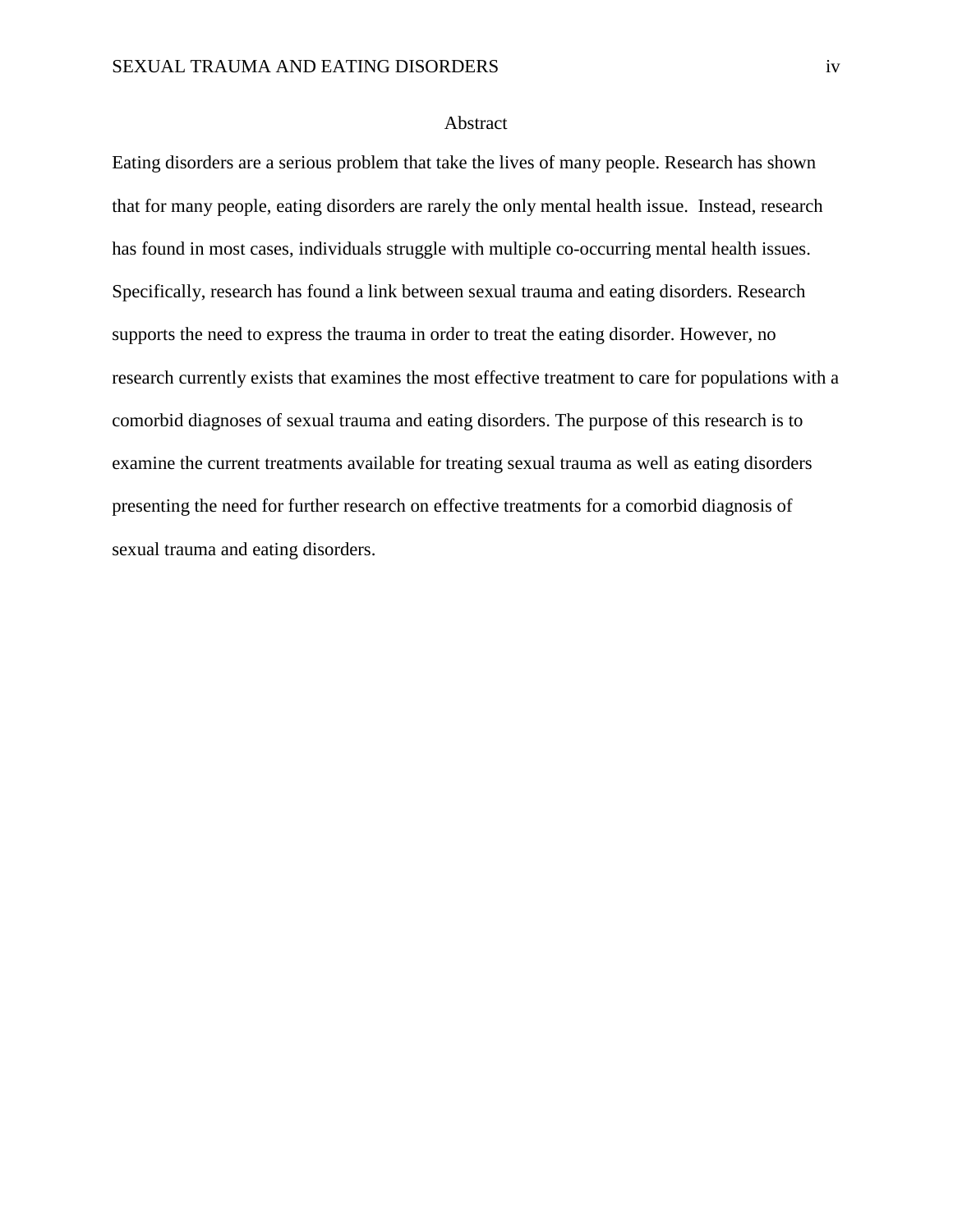# Abstract

Eating disorders are a serious problem that take the lives of many people. Research has shown that for many people, eating disorders are rarely the only mental health issue.  Instead, research has found in most cases, individuals struggle with multiple co-occurring mental health issues. Specifically, research has found a link between sexual trauma and eating disorders. Research supports the need to express the trauma in order to treat the eating disorder. However, no research currently exists that examines the most effective treatment to care for populations with a comorbid diagnoses of sexual trauma and eating disorders. The purpose of this research is to examine the current treatments available for treating sexual trauma as well as eating disorders presenting the need for further research on effective treatments for a comorbid diagnosis of sexual trauma and eating disorders.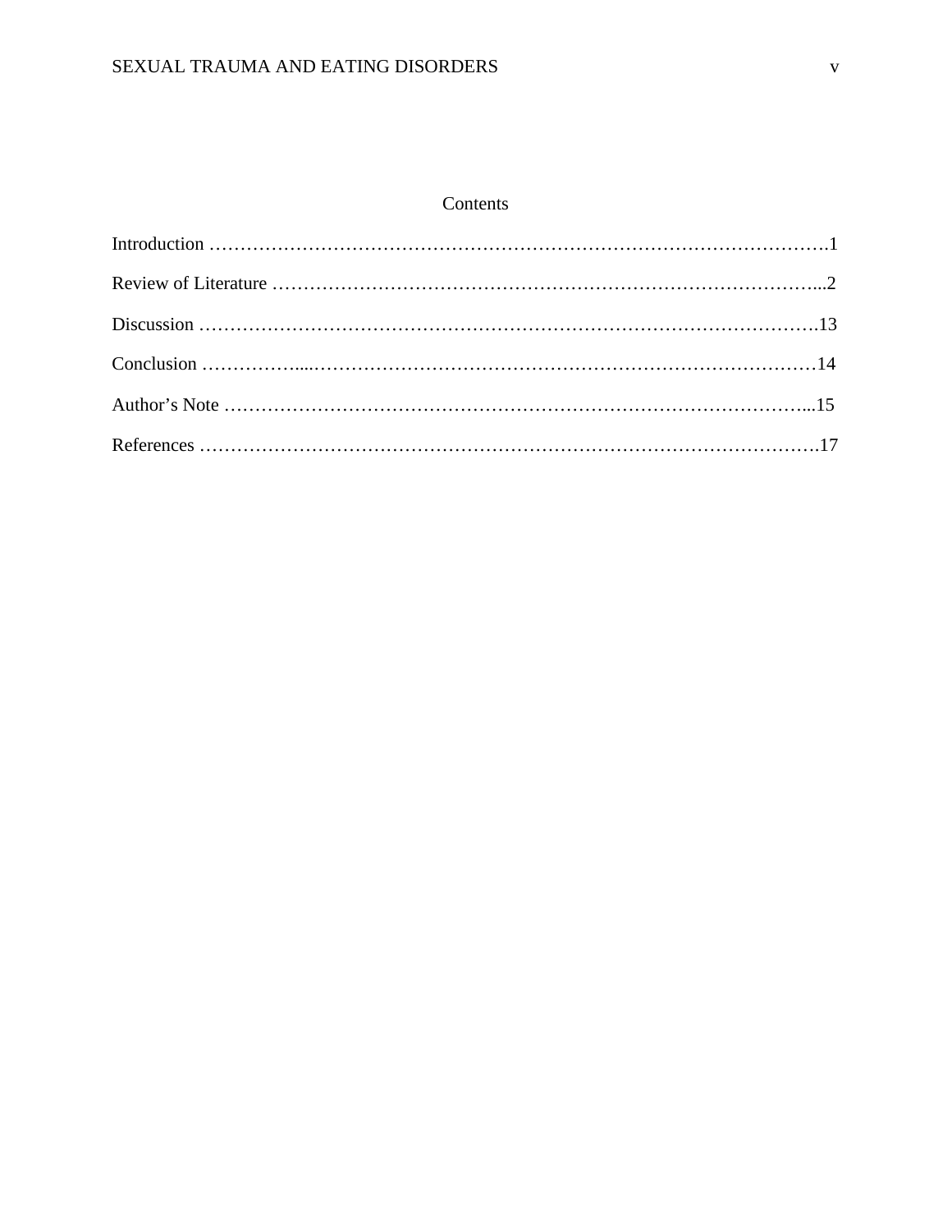# Contents

Introduction ………………………………………………………………………………………….1

Review of Literature ……………………………………………………………………………...2

Discussion …………………………………………………………………………………………13

Conclusion ……………....…………………………………………………………………………14

Author's Note ……………………………………………………………………………………...15

References …………………………………………………………………………………………17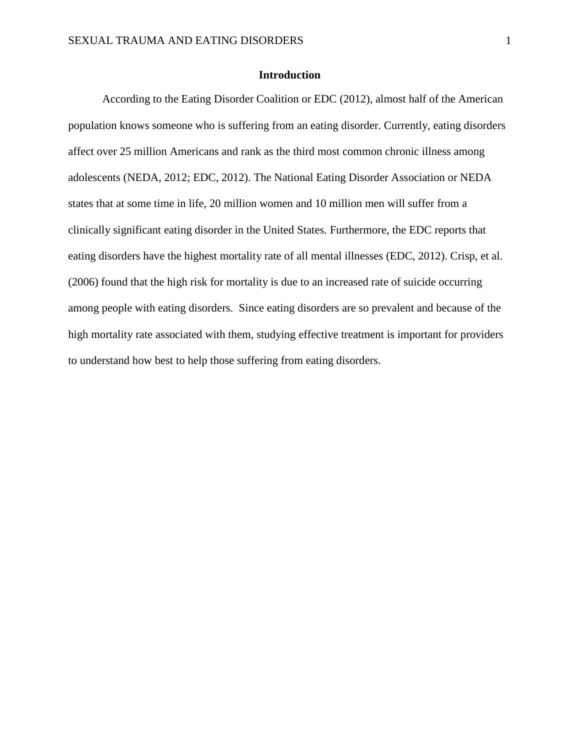## Introduction

According to the Eating Disorder Coalition or EDC (2012), almost half of the American population knows someone who is suffering from an eating disorder. Currently, eating disorders affect over 25 million Americans and rank as the third most common chronic illness among adolescents (NEDA, 2012; EDC, 2012). The National Eating Disorder Association or NEDA states that at some time in life, 20 million women and 10 million men will suffer from a clinically significant eating disorder in the United States. Furthermore, the EDC reports that eating disorders have the highest mortality rate of all mental illnesses (EDC, 2012). Crisp, et al. (2006) found that the high risk for mortality is due to an increased rate of suicide occurring among people with eating disorders. Since eating disorders are so prevalent and because of the high mortality rate associated with them, studying effective treatment is important for providers to understand how best to help those suffering from eating disorders.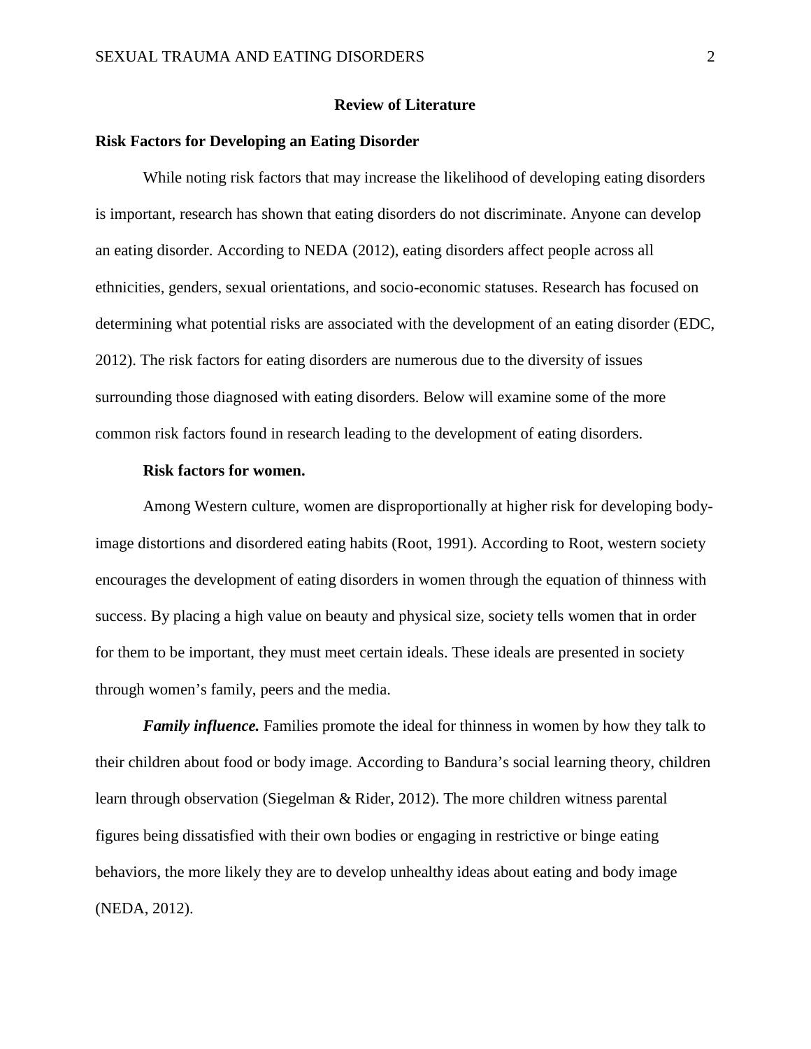## Review of Literature

### Risk Factors for Developing an Eating Disorder

While noting risk factors that may increase the likelihood of developing eating disorders is important, research has shown that eating disorders do not discriminate. Anyone can develop an eating disorder. According to NEDA (2012), eating disorders affect people across all ethnicities, genders, sexual orientations, and socio-economic statuses. Research has focused on determining what potential risks are associated with the development of an eating disorder (EDC, 2012). The risk factors for eating disorders are numerous due to the diversity of issues surrounding those diagnosed with eating disorders. Below will examine some of the more common risk factors found in research leading to the development of eating disorders.

#### Risk factors for women.

Among Western culture, women are disproportionally at higher risk for developing body-image distortions and disordered eating habits (Root, 1991). According to Root, western society encourages the development of eating disorders in women through the equation of thinness with success. By placing a high value on beauty and physical size, society tells women that in order for them to be important, they must meet certain ideals. These ideals are presented in society through women's family, peers and the media.

***Family influence.*** Families promote the ideal for thinness in women by how they talk to their children about food or body image. According to Bandura's social learning theory, children learn through observation (Siegelman & Rider, 2012). The more children witness parental figures being dissatisfied with their own bodies or engaging in restrictive or binge eating behaviors, the more likely they are to develop unhealthy ideas about eating and body image (NEDA, 2012).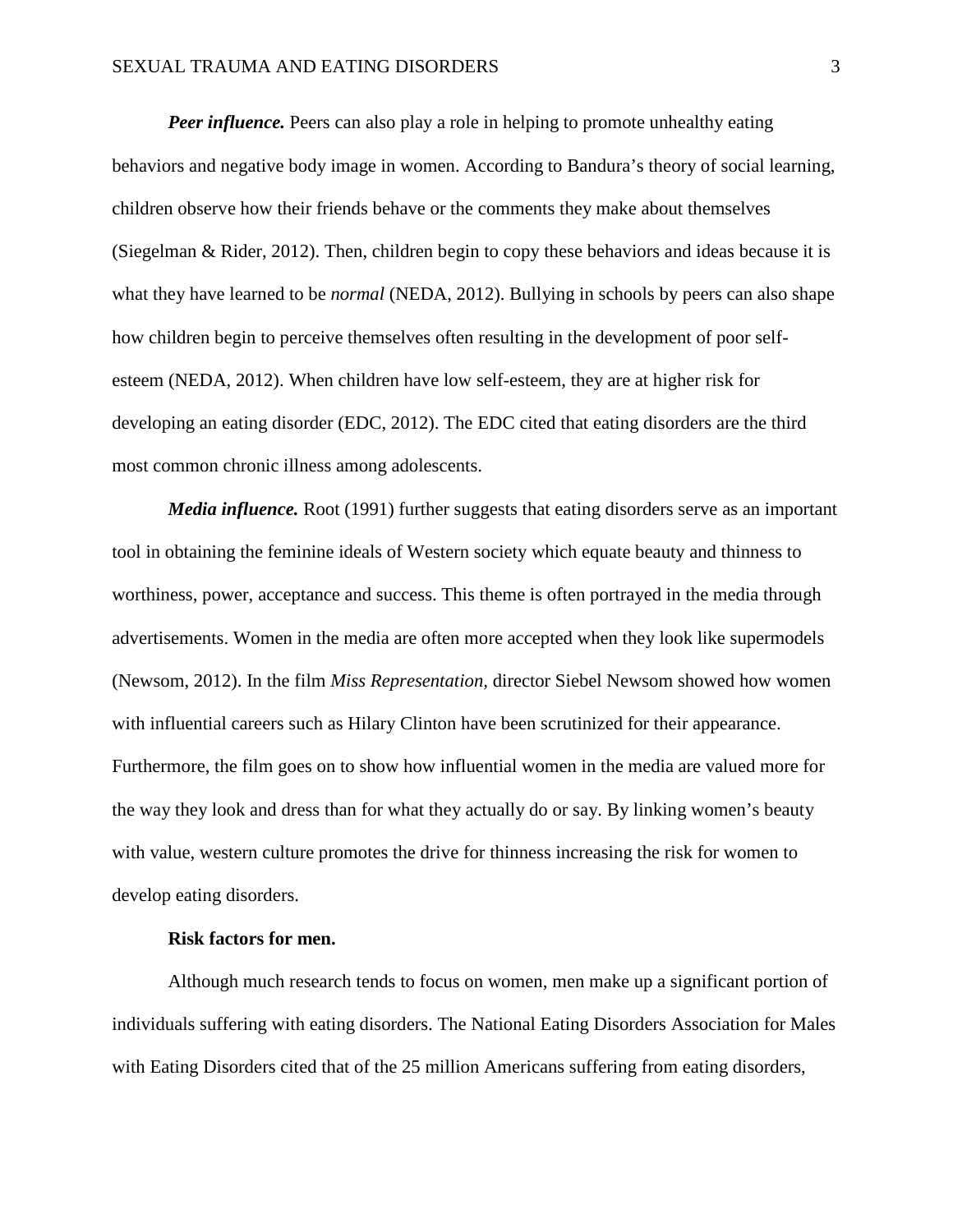***Peer influence.*** Peers can also play a role in helping to promote unhealthy eating behaviors and negative body image in women. According to Bandura's theory of social learning, children observe how their friends behave or the comments they make about themselves (Siegelman & Rider, 2012). Then, children begin to copy these behaviors and ideas because it is what they have learned to be *normal* (NEDA, 2012). Bullying in schools by peers can also shape how children begin to perceive themselves often resulting in the development of poor self-esteem (NEDA, 2012). When children have low self-esteem, they are at higher risk for developing an eating disorder (EDC, 2012). The EDC cited that eating disorders are the third most common chronic illness among adolescents.

***Media influence.*** Root (1991) further suggests that eating disorders serve as an important tool in obtaining the feminine ideals of Western society which equate beauty and thinness to worthiness, power, acceptance and success. This theme is often portrayed in the media through advertisements. Women in the media are often more accepted when they look like supermodels (Newsom, 2012). In the film *Miss Representation,* director Siebel Newsom showed how women with influential careers such as Hilary Clinton have been scrutinized for their appearance. Furthermore, the film goes on to show how influential women in the media are valued more for the way they look and dress than for what they actually do or say. By linking women's beauty with value, western culture promotes the drive for thinness increasing the risk for women to develop eating disorders.

**Risk factors for men.**

Although much research tends to focus on women, men make up a significant portion of individuals suffering with eating disorders. The National Eating Disorders Association for Males with Eating Disorders cited that of the 25 million Americans suffering from eating disorders,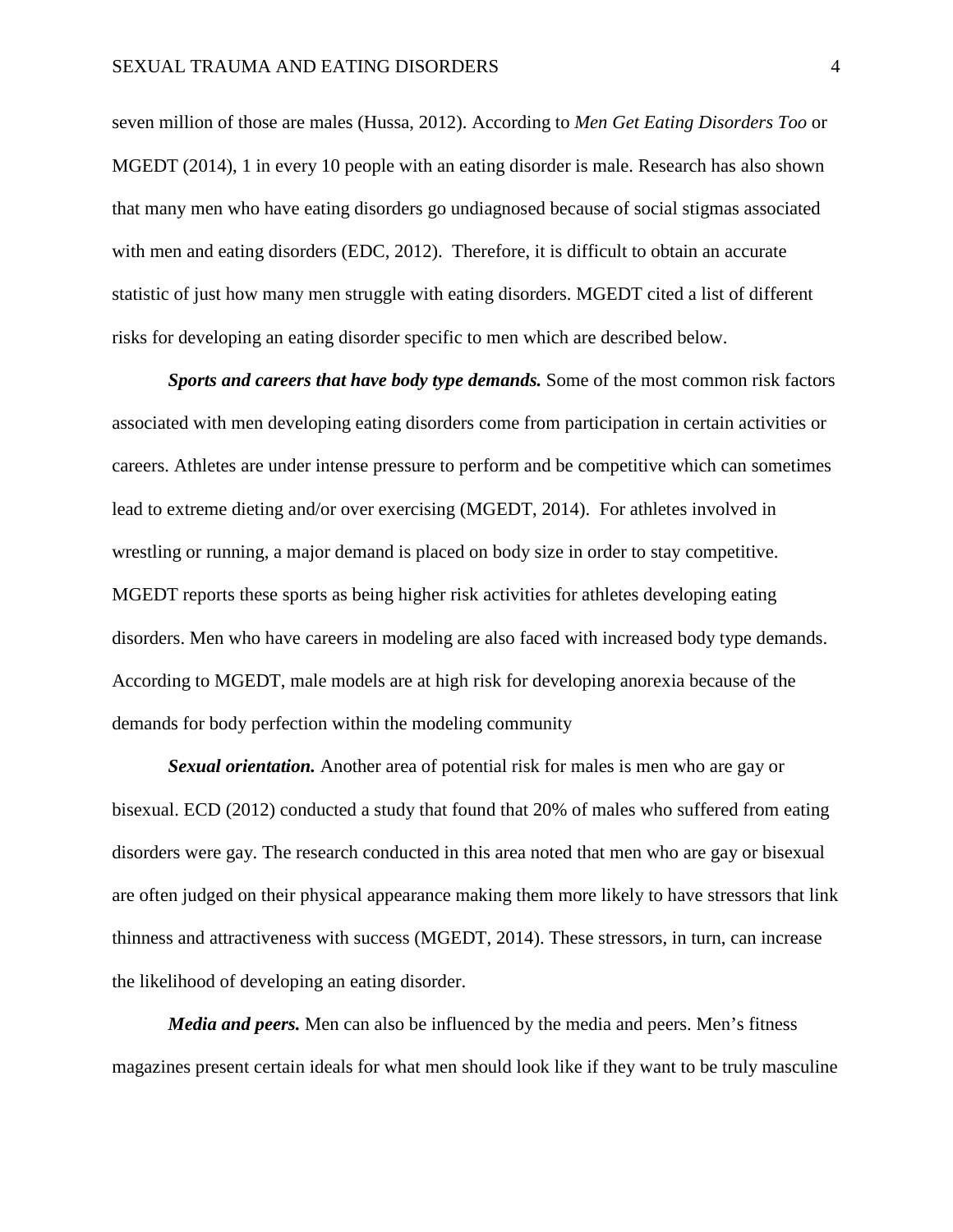seven million of those are males (Hussa, 2012). According to *Men Get Eating Disorders Too* or MGEDT (2014), 1 in every 10 people with an eating disorder is male. Research has also shown that many men who have eating disorders go undiagnosed because of social stigmas associated with men and eating disorders (EDC, 2012). Therefore, it is difficult to obtain an accurate statistic of just how many men struggle with eating disorders. MGEDT cited a list of different risks for developing an eating disorder specific to men which are described below.

***Sports and careers that have body type demands.*** Some of the most common risk factors associated with men developing eating disorders come from participation in certain activities or careers. Athletes are under intense pressure to perform and be competitive which can sometimes lead to extreme dieting and/or over exercising (MGEDT, 2014). For athletes involved in wrestling or running, a major demand is placed on body size in order to stay competitive. MGEDT reports these sports as being higher risk activities for athletes developing eating disorders. Men who have careers in modeling are also faced with increased body type demands. According to MGEDT, male models are at high risk for developing anorexia because of the demands for body perfection within the modeling community

***Sexual orientation.*** Another area of potential risk for males is men who are gay or bisexual. ECD (2012) conducted a study that found that 20% of males who suffered from eating disorders were gay. The research conducted in this area noted that men who are gay or bisexual are often judged on their physical appearance making them more likely to have stressors that link thinness and attractiveness with success (MGEDT, 2014). These stressors, in turn, can increase the likelihood of developing an eating disorder.

***Media and peers.*** Men can also be influenced by the media and peers. Men's fitness magazines present certain ideals for what men should look like if they want to be truly masculine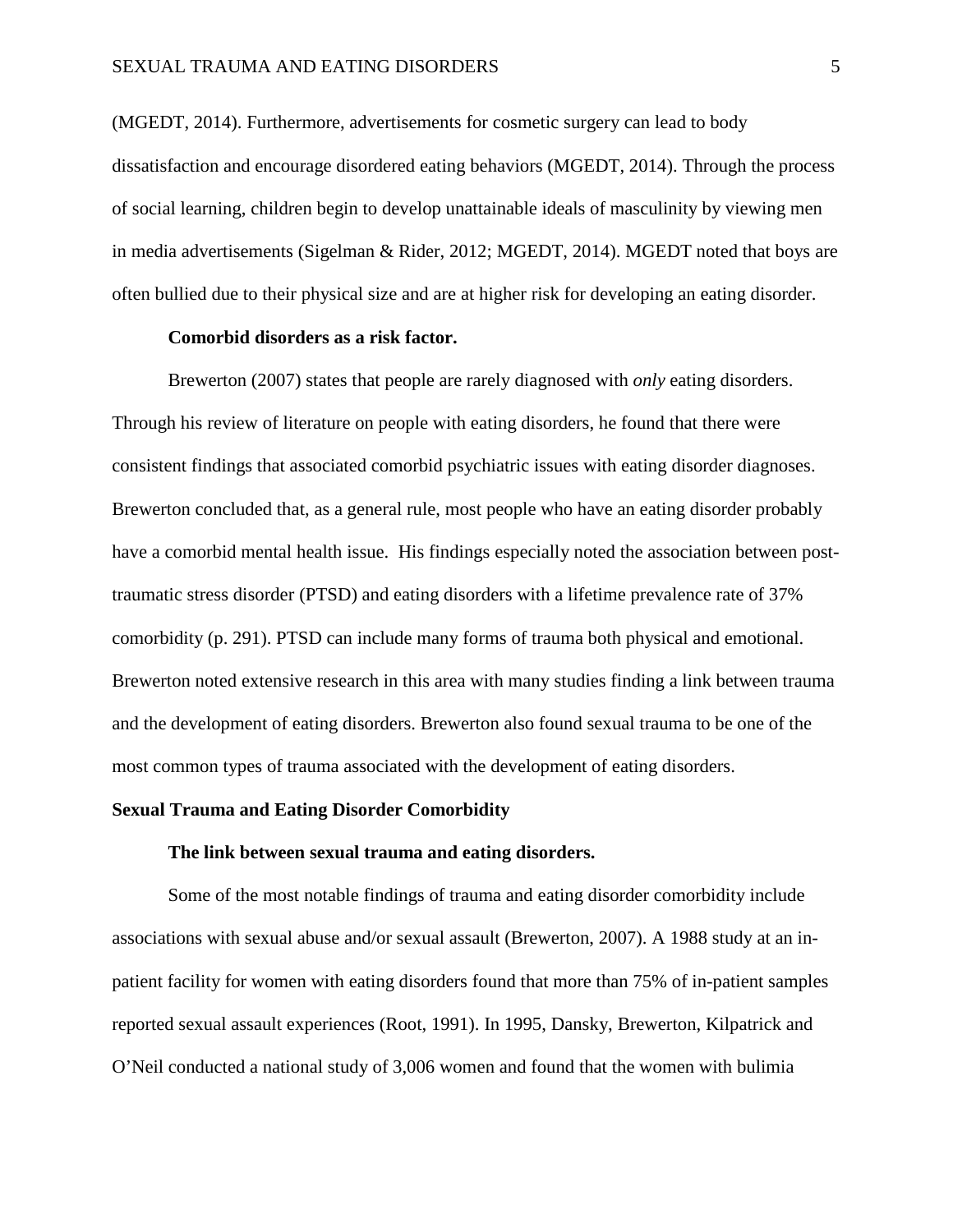(MGEDT, 2014). Furthermore, advertisements for cosmetic surgery can lead to body dissatisfaction and encourage disordered eating behaviors (MGEDT, 2014). Through the process of social learning, children begin to develop unattainable ideals of masculinity by viewing men in media advertisements (Sigelman & Rider, 2012; MGEDT, 2014). MGEDT noted that boys are often bullied due to their physical size and are at higher risk for developing an eating disorder.

### Comorbid disorders as a risk factor.

Brewerton (2007) states that people are rarely diagnosed with *only* eating disorders. Through his review of literature on people with eating disorders, he found that there were consistent findings that associated comorbid psychiatric issues with eating disorder diagnoses. Brewerton concluded that, as a general rule, most people who have an eating disorder probably have a comorbid mental health issue. His findings especially noted the association between post-traumatic stress disorder (PTSD) and eating disorders with a lifetime prevalence rate of 37% comorbidity (p. 291). PTSD can include many forms of trauma both physical and emotional. Brewerton noted extensive research in this area with many studies finding a link between trauma and the development of eating disorders. Brewerton also found sexual trauma to be one of the most common types of trauma associated with the development of eating disorders.

## Sexual Trauma and Eating Disorder Comorbidity

### The link between sexual trauma and eating disorders.

Some of the most notable findings of trauma and eating disorder comorbidity include associations with sexual abuse and/or sexual assault (Brewerton, 2007). A 1988 study at an in-patient facility for women with eating disorders found that more than 75% of in-patient samples reported sexual assault experiences (Root, 1991). In 1995, Dansky, Brewerton, Kilpatrick and O'Neil conducted a national study of 3,006 women and found that the women with bulimia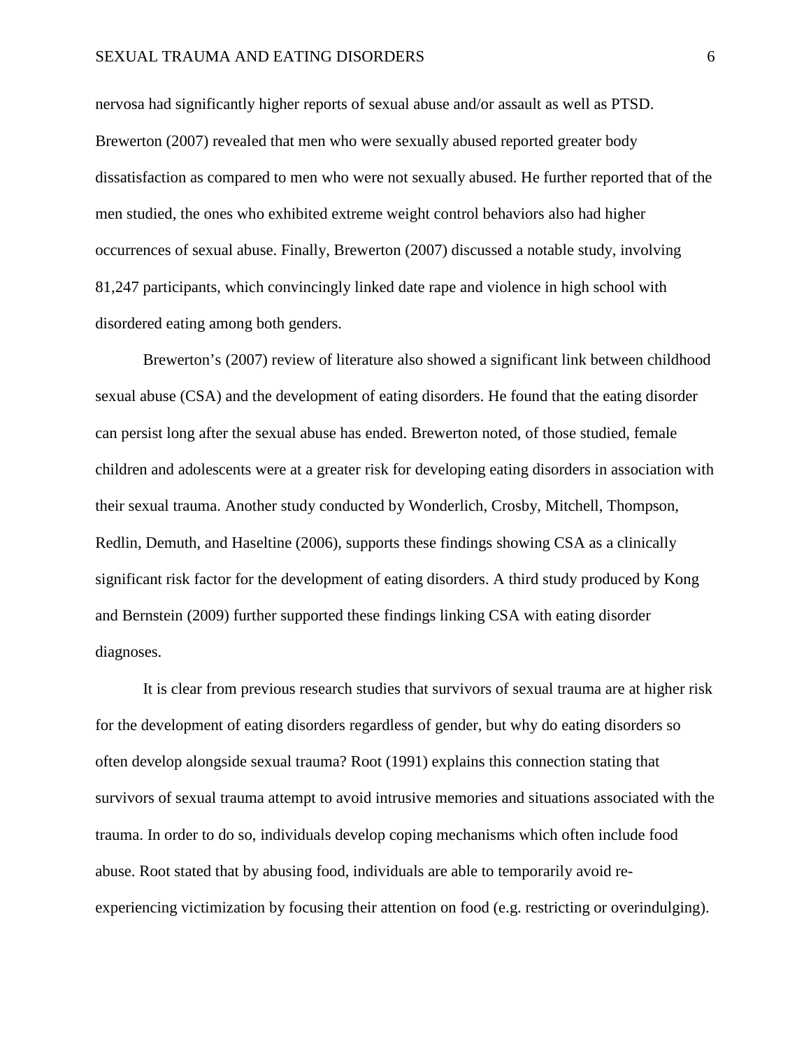nervosa had significantly higher reports of sexual abuse and/or assault as well as PTSD. Brewerton (2007) revealed that men who were sexually abused reported greater body dissatisfaction as compared to men who were not sexually abused. He further reported that of the men studied, the ones who exhibited extreme weight control behaviors also had higher occurrences of sexual abuse. Finally, Brewerton (2007) discussed a notable study, involving 81,247 participants, which convincingly linked date rape and violence in high school with disordered eating among both genders.

Brewerton's (2007) review of literature also showed a significant link between childhood sexual abuse (CSA) and the development of eating disorders. He found that the eating disorder can persist long after the sexual abuse has ended. Brewerton noted, of those studied, female children and adolescents were at a greater risk for developing eating disorders in association with their sexual trauma. Another study conducted by Wonderlich, Crosby, Mitchell, Thompson, Redlin, Demuth, and Haseltine (2006), supports these findings showing CSA as a clinically significant risk factor for the development of eating disorders. A third study produced by Kong and Bernstein (2009) further supported these findings linking CSA with eating disorder diagnoses.

It is clear from previous research studies that survivors of sexual trauma are at higher risk for the development of eating disorders regardless of gender, but why do eating disorders so often develop alongside sexual trauma? Root (1991) explains this connection stating that survivors of sexual trauma attempt to avoid intrusive memories and situations associated with the trauma. In order to do so, individuals develop coping mechanisms which often include food abuse. Root stated that by abusing food, individuals are able to temporarily avoid re-experiencing victimization by focusing their attention on food (e.g. restricting or overindulging).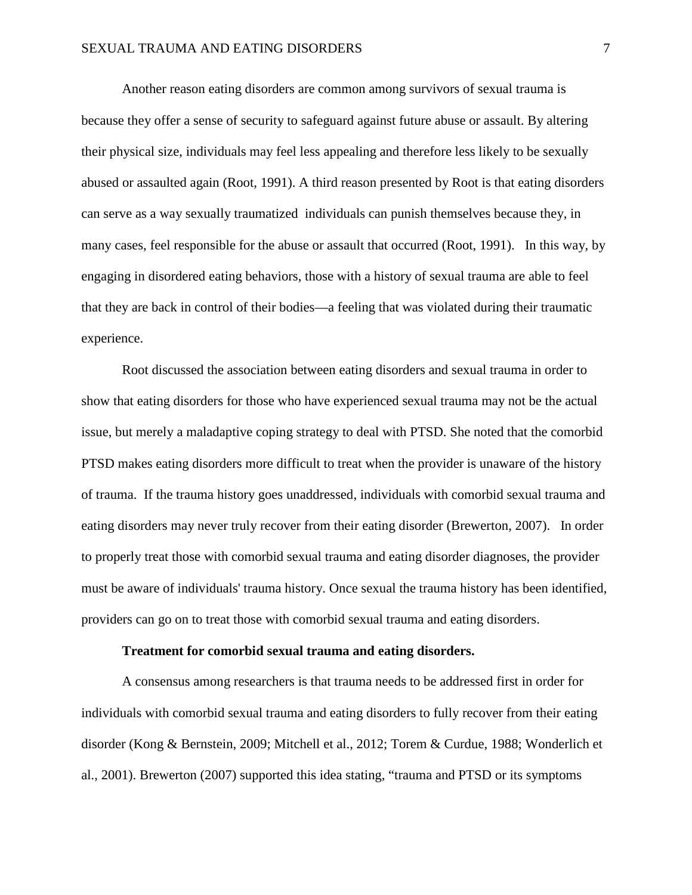Another reason eating disorders are common among survivors of sexual trauma is because they offer a sense of security to safeguard against future abuse or assault. By altering their physical size, individuals may feel less appealing and therefore less likely to be sexually abused or assaulted again (Root, 1991). A third reason presented by Root is that eating disorders can serve as a way sexually traumatized individuals can punish themselves because they, in many cases, feel responsible for the abuse or assault that occurred (Root, 1991). In this way, by engaging in disordered eating behaviors, those with a history of sexual trauma are able to feel that they are back in control of their bodies—a feeling that was violated during their traumatic experience.

Root discussed the association between eating disorders and sexual trauma in order to show that eating disorders for those who have experienced sexual trauma may not be the actual issue, but merely a maladaptive coping strategy to deal with PTSD. She noted that the comorbid PTSD makes eating disorders more difficult to treat when the provider is unaware of the history of trauma. If the trauma history goes unaddressed, individuals with comorbid sexual trauma and eating disorders may never truly recover from their eating disorder (Brewerton, 2007). In order to properly treat those with comorbid sexual trauma and eating disorder diagnoses, the provider must be aware of individuals' trauma history. Once sexual the trauma history has been identified, providers can go on to treat those with comorbid sexual trauma and eating disorders.

**Treatment for comorbid sexual trauma and eating disorders.**

A consensus among researchers is that trauma needs to be addressed first in order for individuals with comorbid sexual trauma and eating disorders to fully recover from their eating disorder (Kong & Bernstein, 2009; Mitchell et al., 2012; Torem & Curdue, 1988; Wonderlich et al., 2001). Brewerton (2007) supported this idea stating, "trauma and PTSD or its symptoms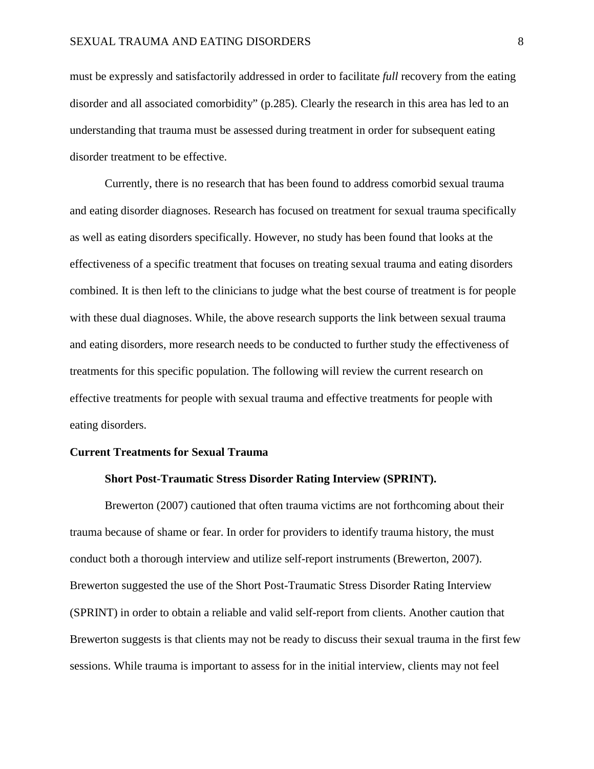must be expressly and satisfactorily addressed in order to facilitate *full* recovery from the eating disorder and all associated comorbidity" (p.285). Clearly the research in this area has led to an understanding that trauma must be assessed during treatment in order for subsequent eating disorder treatment to be effective.

Currently, there is no research that has been found to address comorbid sexual trauma and eating disorder diagnoses. Research has focused on treatment for sexual trauma specifically as well as eating disorders specifically. However, no study has been found that looks at the effectiveness of a specific treatment that focuses on treating sexual trauma and eating disorders combined. It is then left to the clinicians to judge what the best course of treatment is for people with these dual diagnoses. While, the above research supports the link between sexual trauma and eating disorders, more research needs to be conducted to further study the effectiveness of treatments for this specific population. The following will review the current research on effective treatments for people with sexual trauma and effective treatments for people with eating disorders.

## Current Treatments for Sexual Trauma

### Short Post-Traumatic Stress Disorder Rating Interview (SPRINT).

Brewerton (2007) cautioned that often trauma victims are not forthcoming about their trauma because of shame or fear. In order for providers to identify trauma history, the must conduct both a thorough interview and utilize self-report instruments (Brewerton, 2007). Brewerton suggested the use of the Short Post-Traumatic Stress Disorder Rating Interview (SPRINT) in order to obtain a reliable and valid self-report from clients. Another caution that Brewerton suggests is that clients may not be ready to discuss their sexual trauma in the first few sessions. While trauma is important to assess for in the initial interview, clients may not feel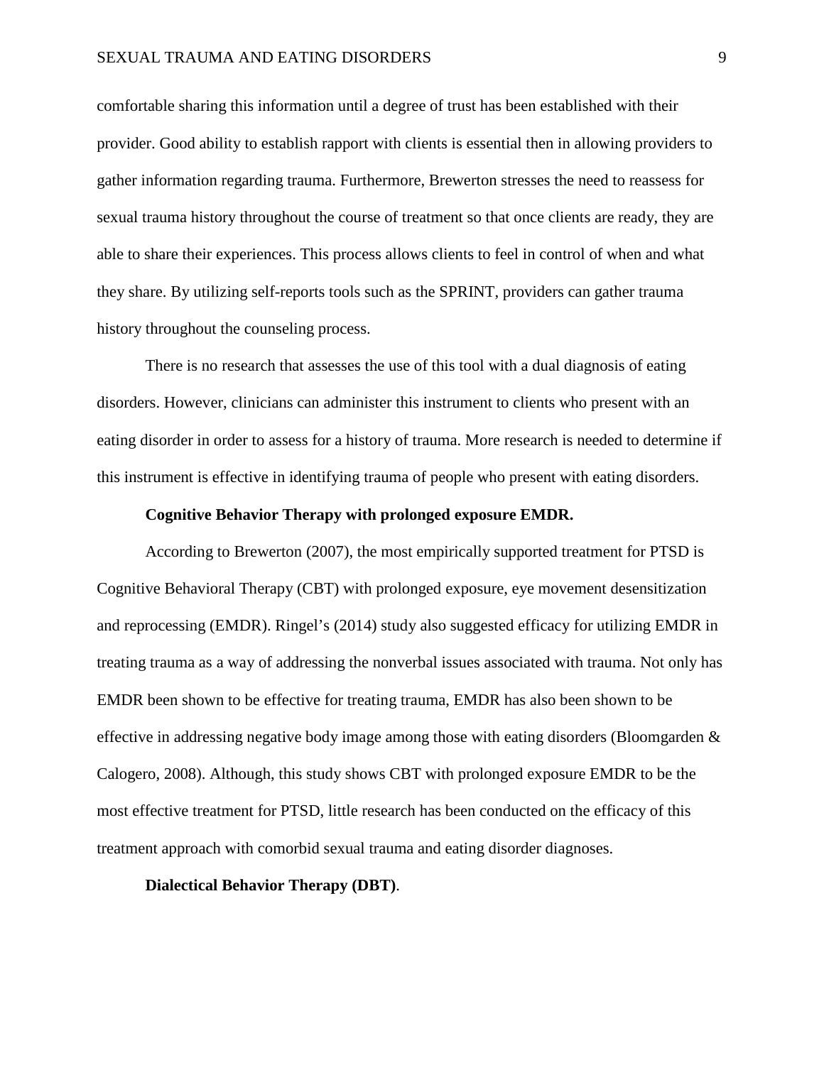comfortable sharing this information until a degree of trust has been established with their provider. Good ability to establish rapport with clients is essential then in allowing providers to gather information regarding trauma. Furthermore, Brewerton stresses the need to reassess for sexual trauma history throughout the course of treatment so that once clients are ready, they are able to share their experiences. This process allows clients to feel in control of when and what they share. By utilizing self-reports tools such as the SPRINT, providers can gather trauma history throughout the counseling process.

There is no research that assesses the use of this tool with a dual diagnosis of eating disorders. However, clinicians can administer this instrument to clients who present with an eating disorder in order to assess for a history of trauma. More research is needed to determine if this instrument is effective in identifying trauma of people who present with eating disorders.

**Cognitive Behavior Therapy with prolonged exposure EMDR.**

According to Brewerton (2007), the most empirically supported treatment for PTSD is Cognitive Behavioral Therapy (CBT) with prolonged exposure, eye movement desensitization and reprocessing (EMDR). Ringel's (2014) study also suggested efficacy for utilizing EMDR in treating trauma as a way of addressing the nonverbal issues associated with trauma. Not only has EMDR been shown to be effective for treating trauma, EMDR has also been shown to be effective in addressing negative body image among those with eating disorders (Bloomgarden & Calogero, 2008). Although, this study shows CBT with prolonged exposure EMDR to be the most effective treatment for PTSD, little research has been conducted on the efficacy of this treatment approach with comorbid sexual trauma and eating disorder diagnoses.

**Dialectical Behavior Therapy (DBT)**.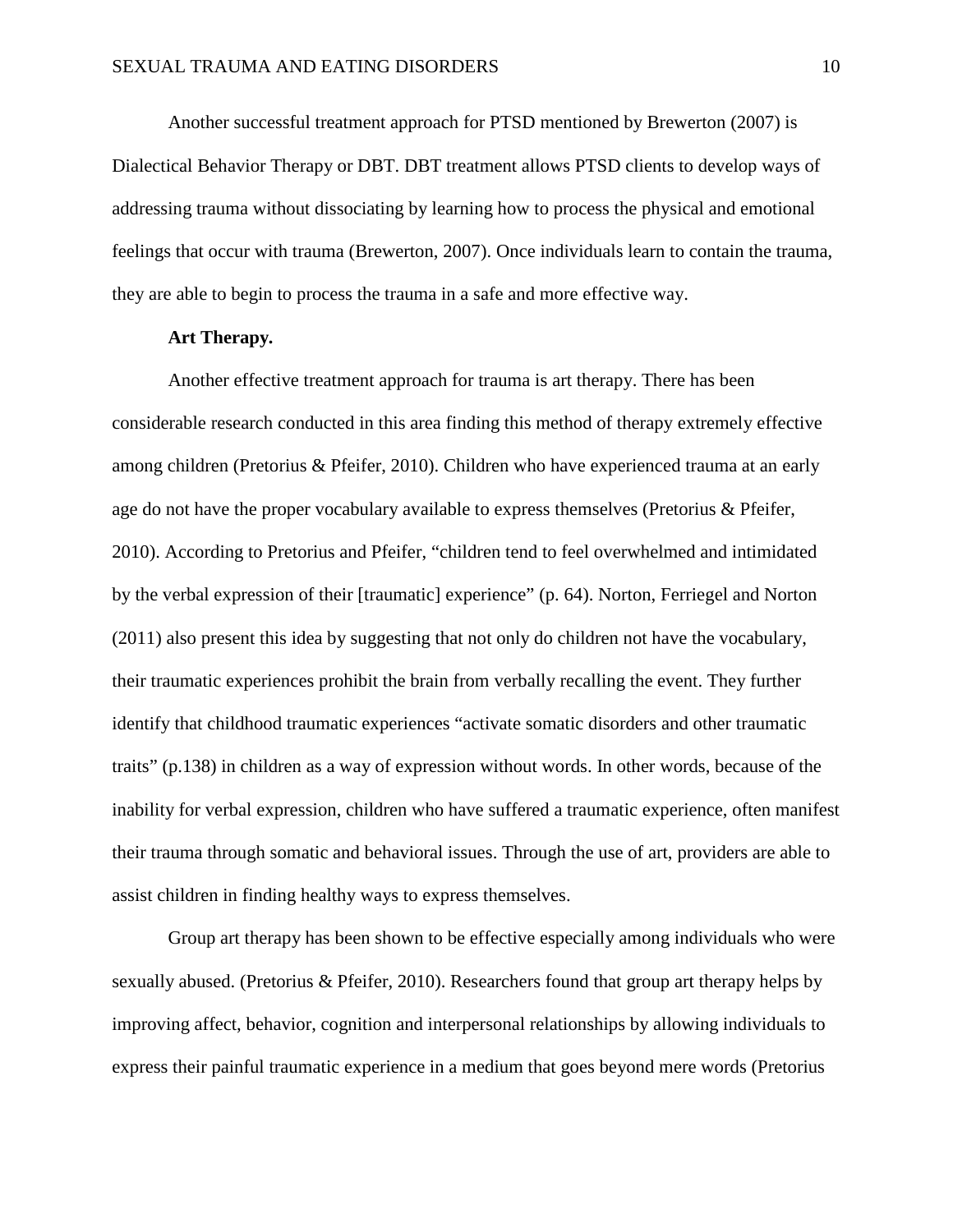Another successful treatment approach for PTSD mentioned by Brewerton (2007) is Dialectical Behavior Therapy or DBT. DBT treatment allows PTSD clients to develop ways of addressing trauma without dissociating by learning how to process the physical and emotional feelings that occur with trauma (Brewerton, 2007). Once individuals learn to contain the trauma, they are able to begin to process the trauma in a safe and more effective way.

**Art Therapy.**

Another effective treatment approach for trauma is art therapy. There has been considerable research conducted in this area finding this method of therapy extremely effective among children (Pretorius & Pfeifer, 2010). Children who have experienced trauma at an early age do not have the proper vocabulary available to express themselves (Pretorius & Pfeifer, 2010). According to Pretorius and Pfeifer, "children tend to feel overwhelmed and intimidated by the verbal expression of their [traumatic] experience" (p. 64). Norton, Ferriegel and Norton (2011) also present this idea by suggesting that not only do children not have the vocabulary, their traumatic experiences prohibit the brain from verbally recalling the event. They further identify that childhood traumatic experiences "activate somatic disorders and other traumatic traits" (p.138) in children as a way of expression without words. In other words, because of the inability for verbal expression, children who have suffered a traumatic experience, often manifest their trauma through somatic and behavioral issues. Through the use of art, providers are able to assist children in finding healthy ways to express themselves.

Group art therapy has been shown to be effective especially among individuals who were sexually abused. (Pretorius & Pfeifer, 2010). Researchers found that group art therapy helps by improving affect, behavior, cognition and interpersonal relationships by allowing individuals to express their painful traumatic experience in a medium that goes beyond mere words (Pretorius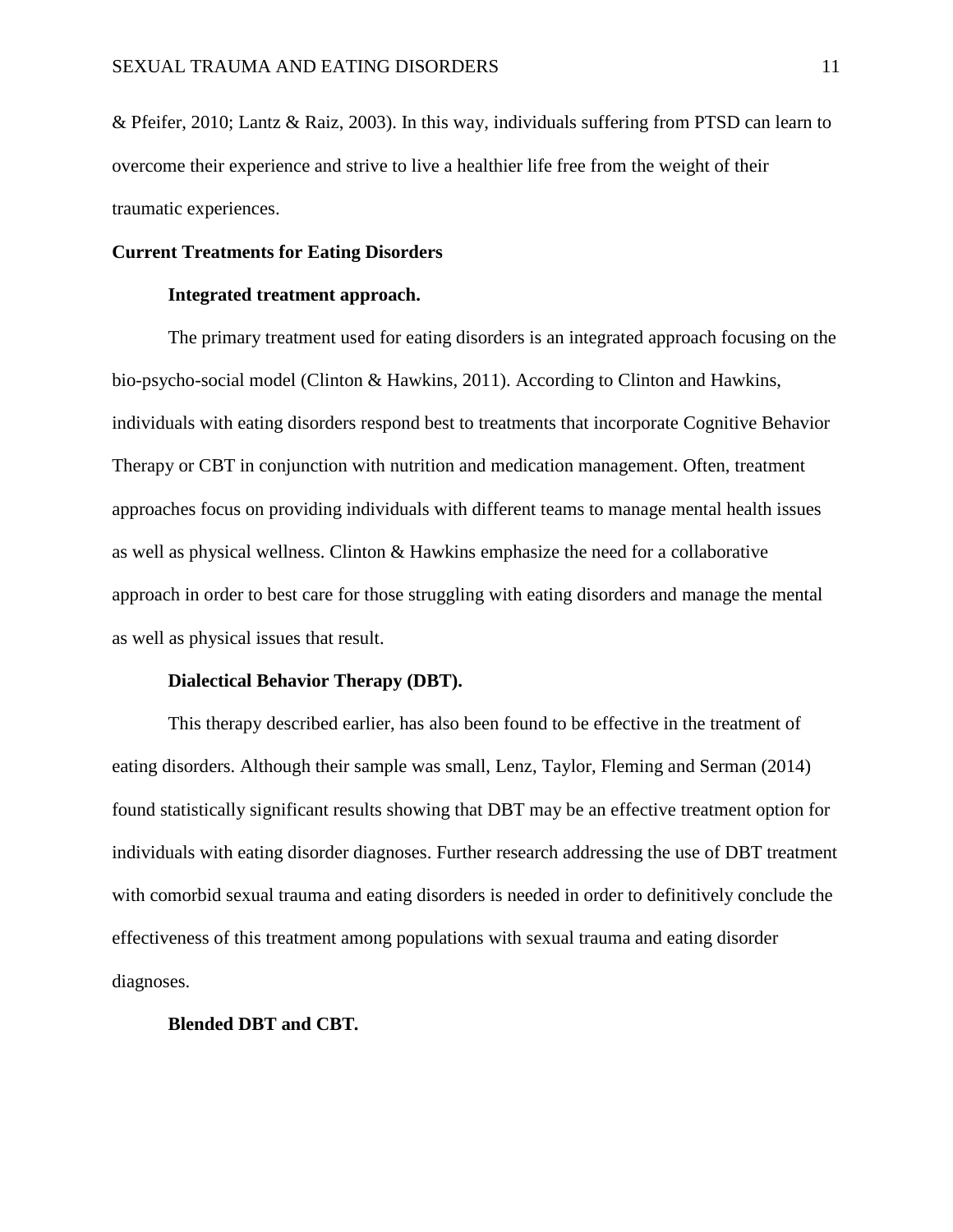& Pfeifer, 2010; Lantz & Raiz, 2003). In this way, individuals suffering from PTSD can learn to overcome their experience and strive to live a healthier life free from the weight of their traumatic experiences.

## Current Treatments for Eating Disorders

### Integrated treatment approach.

The primary treatment used for eating disorders is an integrated approach focusing on the bio-psycho-social model (Clinton & Hawkins, 2011). According to Clinton and Hawkins, individuals with eating disorders respond best to treatments that incorporate Cognitive Behavior Therapy or CBT in conjunction with nutrition and medication management. Often, treatment approaches focus on providing individuals with different teams to manage mental health issues as well as physical wellness. Clinton & Hawkins emphasize the need for a collaborative approach in order to best care for those struggling with eating disorders and manage the mental as well as physical issues that result.

### Dialectical Behavior Therapy (DBT).

This therapy described earlier, has also been found to be effective in the treatment of eating disorders. Although their sample was small, Lenz, Taylor, Fleming and Serman (2014) found statistically significant results showing that DBT may be an effective treatment option for individuals with eating disorder diagnoses. Further research addressing the use of DBT treatment with comorbid sexual trauma and eating disorders is needed in order to definitively conclude the effectiveness of this treatment among populations with sexual trauma and eating disorder diagnoses.

### Blended DBT and CBT.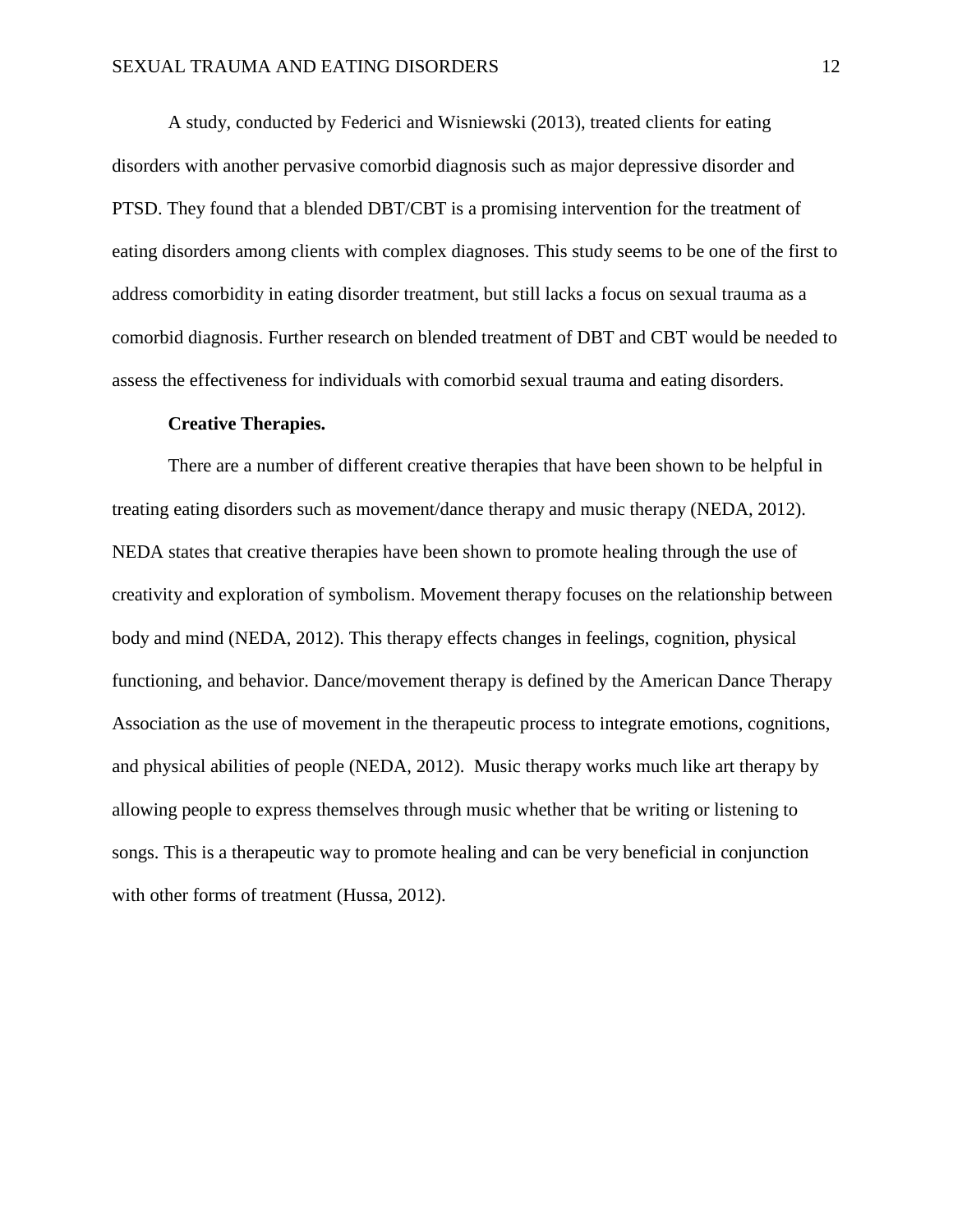A study, conducted by Federici and Wisniewski (2013), treated clients for eating disorders with another pervasive comorbid diagnosis such as major depressive disorder and PTSD. They found that a blended DBT/CBT is a promising intervention for the treatment of eating disorders among clients with complex diagnoses. This study seems to be one of the first to address comorbidity in eating disorder treatment, but still lacks a focus on sexual trauma as a comorbid diagnosis. Further research on blended treatment of DBT and CBT would be needed to assess the effectiveness for individuals with comorbid sexual trauma and eating disorders.

**Creative Therapies.**

There are a number of different creative therapies that have been shown to be helpful in treating eating disorders such as movement/dance therapy and music therapy (NEDA, 2012). NEDA states that creative therapies have been shown to promote healing through the use of creativity and exploration of symbolism. Movement therapy focuses on the relationship between body and mind (NEDA, 2012). This therapy effects changes in feelings, cognition, physical functioning, and behavior. Dance/movement therapy is defined by the American Dance Therapy Association as the use of movement in the therapeutic process to integrate emotions, cognitions, and physical abilities of people (NEDA, 2012). Music therapy works much like art therapy by allowing people to express themselves through music whether that be writing or listening to songs. This is a therapeutic way to promote healing and can be very beneficial in conjunction with other forms of treatment (Hussa, 2012).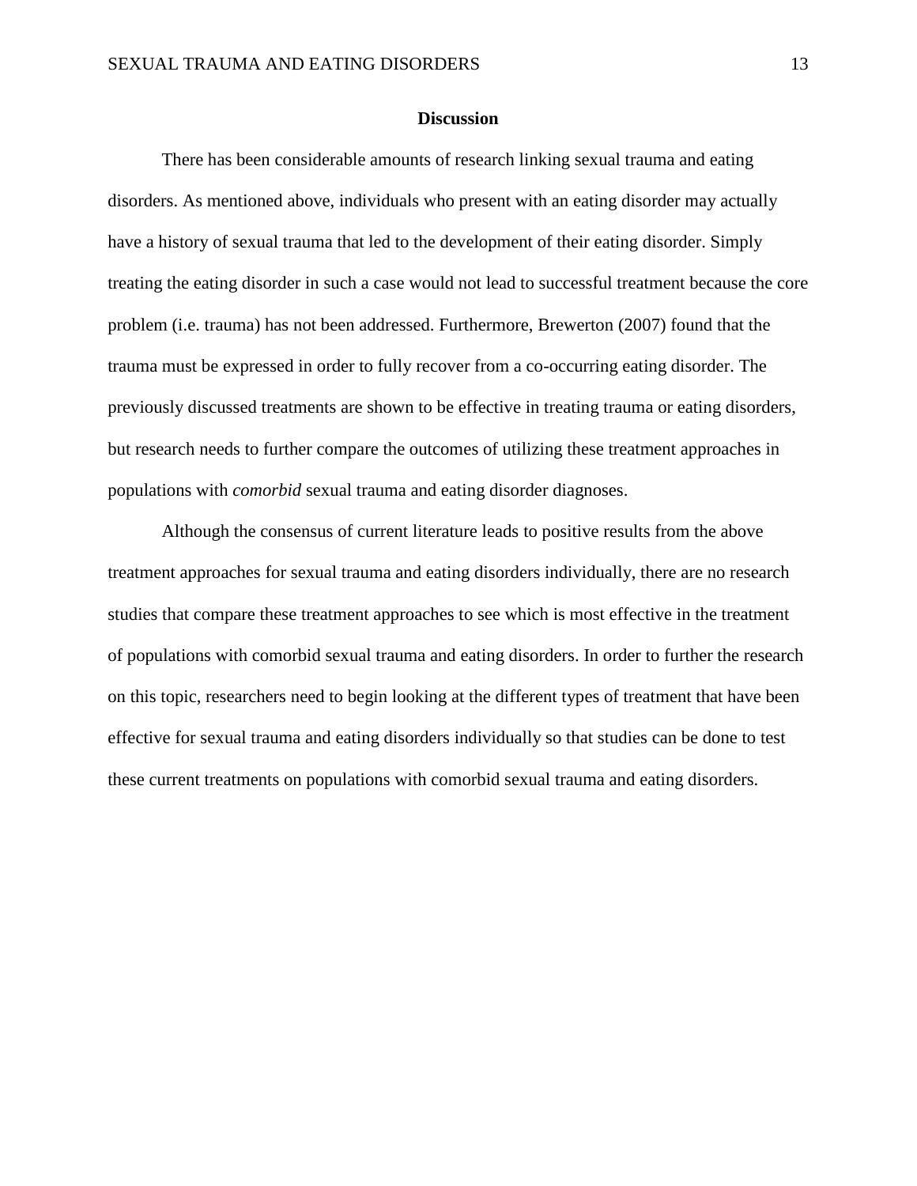## Discussion

There has been considerable amounts of research linking sexual trauma and eating disorders. As mentioned above, individuals who present with an eating disorder may actually have a history of sexual trauma that led to the development of their eating disorder. Simply treating the eating disorder in such a case would not lead to successful treatment because the core problem (i.e. trauma) has not been addressed. Furthermore, Brewerton (2007) found that the trauma must be expressed in order to fully recover from a co-occurring eating disorder. The previously discussed treatments are shown to be effective in treating trauma or eating disorders, but research needs to further compare the outcomes of utilizing these treatment approaches in populations with *comorbid* sexual trauma and eating disorder diagnoses.

Although the consensus of current literature leads to positive results from the above treatment approaches for sexual trauma and eating disorders individually, there are no research studies that compare these treatment approaches to see which is most effective in the treatment of populations with comorbid sexual trauma and eating disorders. In order to further the research on this topic, researchers need to begin looking at the different types of treatment that have been effective for sexual trauma and eating disorders individually so that studies can be done to test these current treatments on populations with comorbid sexual trauma and eating disorders.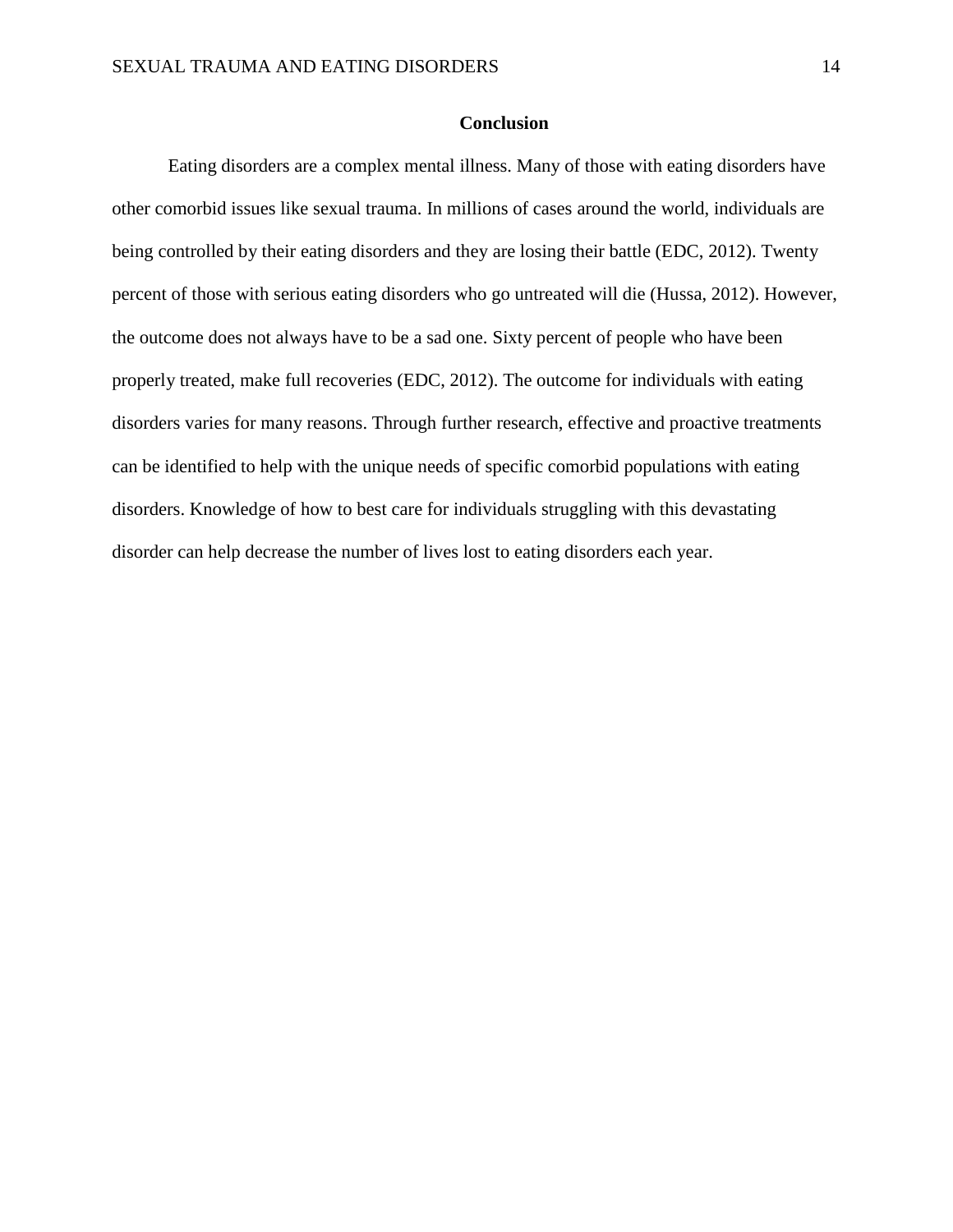## Conclusion

Eating disorders are a complex mental illness. Many of those with eating disorders have other comorbid issues like sexual trauma. In millions of cases around the world, individuals are being controlled by their eating disorders and they are losing their battle (EDC, 2012). Twenty percent of those with serious eating disorders who go untreated will die (Hussa, 2012). However, the outcome does not always have to be a sad one. Sixty percent of people who have been properly treated, make full recoveries (EDC, 2012). The outcome for individuals with eating disorders varies for many reasons. Through further research, effective and proactive treatments can be identified to help with the unique needs of specific comorbid populations with eating disorders. Knowledge of how to best care for individuals struggling with this devastating disorder can help decrease the number of lives lost to eating disorders each year.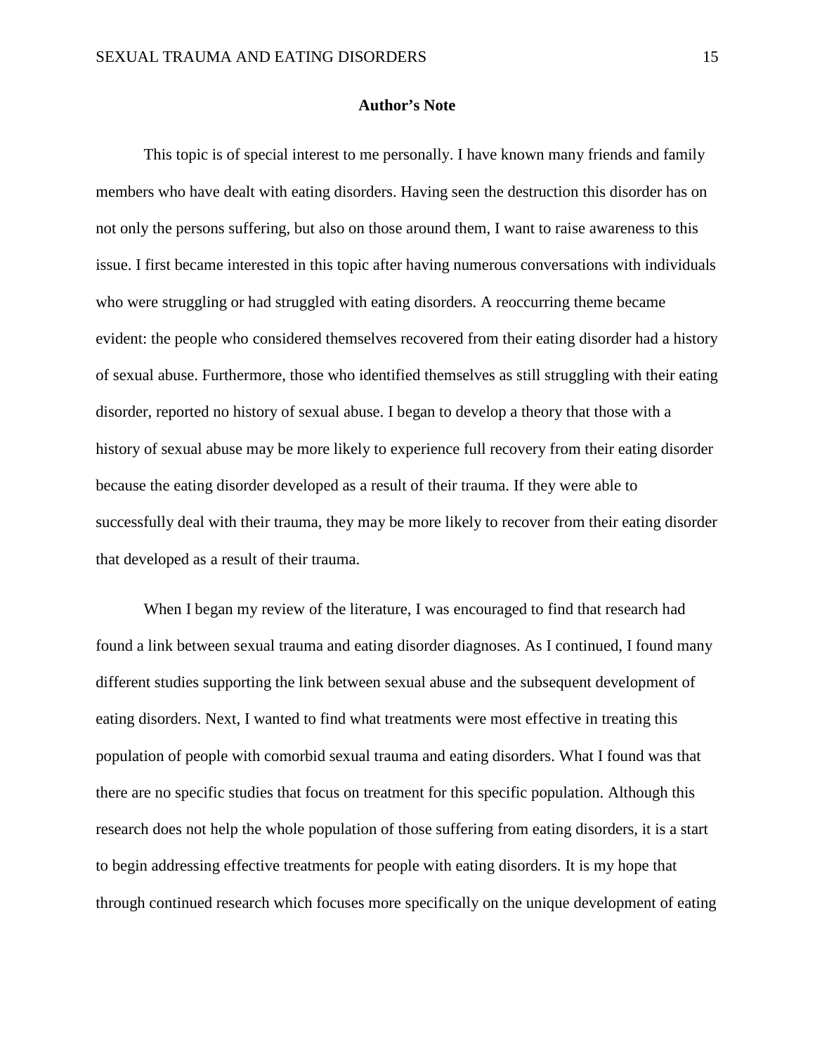## Author's Note

This topic is of special interest to me personally. I have known many friends and family members who have dealt with eating disorders. Having seen the destruction this disorder has on not only the persons suffering, but also on those around them, I want to raise awareness to this issue. I first became interested in this topic after having numerous conversations with individuals who were struggling or had struggled with eating disorders. A reoccurring theme became evident: the people who considered themselves recovered from their eating disorder had a history of sexual abuse. Furthermore, those who identified themselves as still struggling with their eating disorder, reported no history of sexual abuse. I began to develop a theory that those with a history of sexual abuse may be more likely to experience full recovery from their eating disorder because the eating disorder developed as a result of their trauma. If they were able to successfully deal with their trauma, they may be more likely to recover from their eating disorder that developed as a result of their trauma.

When I began my review of the literature, I was encouraged to find that research had found a link between sexual trauma and eating disorder diagnoses. As I continued, I found many different studies supporting the link between sexual abuse and the subsequent development of eating disorders. Next, I wanted to find what treatments were most effective in treating this population of people with comorbid sexual trauma and eating disorders. What I found was that there are no specific studies that focus on treatment for this specific population. Although this research does not help the whole population of those suffering from eating disorders, it is a start to begin addressing effective treatments for people with eating disorders. It is my hope that through continued research which focuses more specifically on the unique development of eating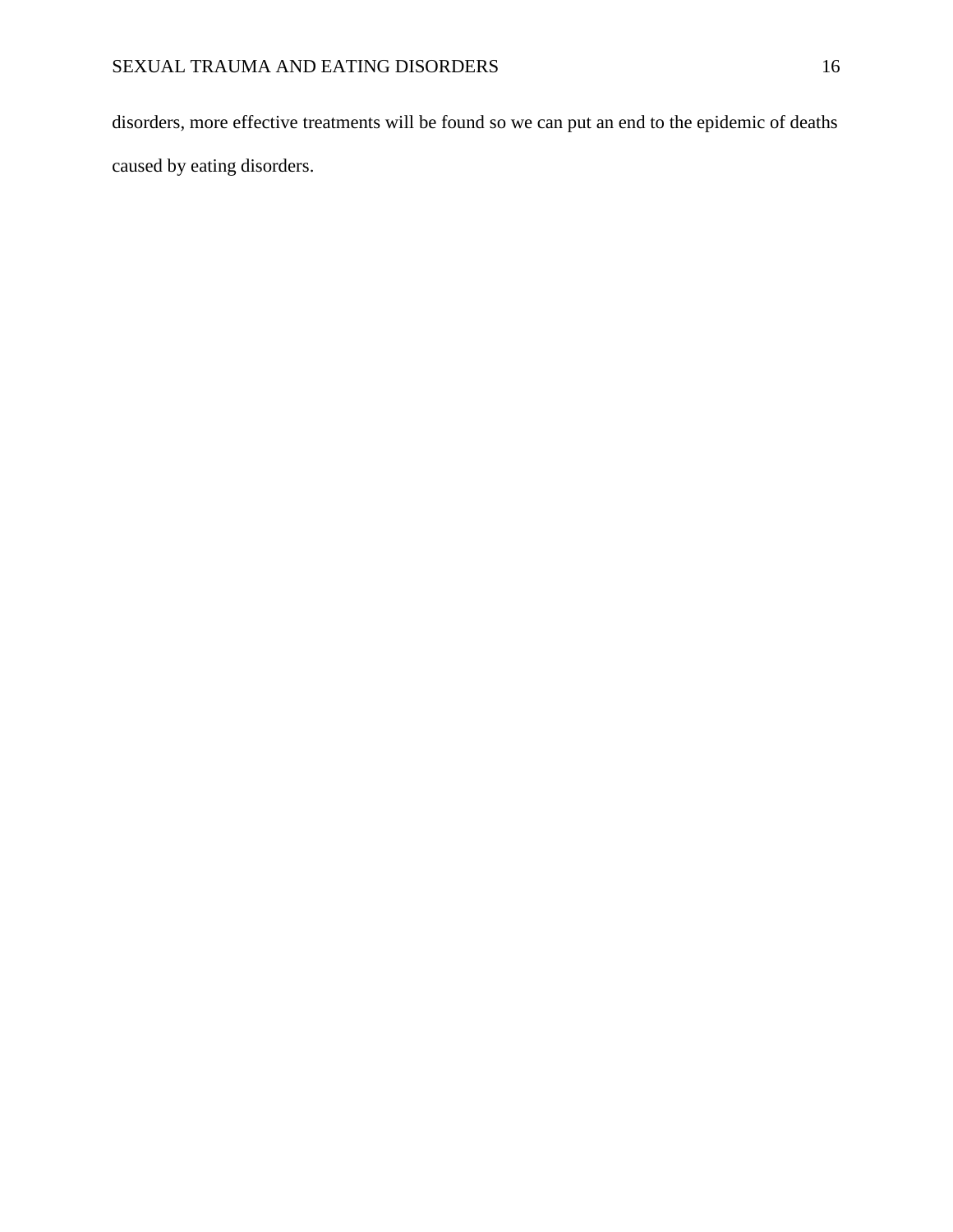disorders, more effective treatments will be found so we can put an end to the epidemic of deaths caused by eating disorders.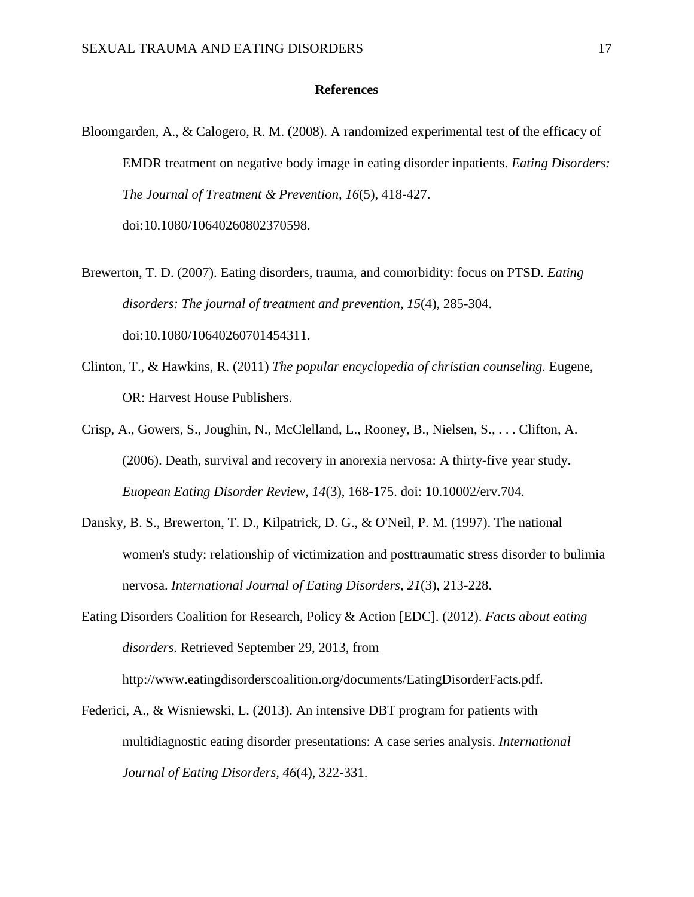## References

Bloomgarden, A., & Calogero, R. M. (2008). A randomized experimental test of the efficacy of EMDR treatment on negative body image in eating disorder inpatients. *Eating Disorders: The Journal of Treatment & Prevention, 16*(5), 418-427. doi:10.1080/10640260802370598.

Brewerton, T. D. (2007). Eating disorders, trauma, and comorbidity: focus on PTSD. *Eating disorders: The journal of treatment and prevention, 15*(4), 285-304. doi:10.1080/10640260701454311.

Clinton, T., & Hawkins, R. (2011) *The popular encyclopedia of christian counseling.* Eugene, OR: Harvest House Publishers.

Crisp, A., Gowers, S., Joughin, N., McClelland, L., Rooney, B., Nielsen, S., . . . Clifton, A. (2006). Death, survival and recovery in anorexia nervosa: A thirty-five year study. *Euopean Eating Disorder Review, 14*(3), 168-175. doi: 10.10002/erv.704.

Dansky, B. S., Brewerton, T. D., Kilpatrick, D. G., & O'Neil, P. M. (1997). The national women's study: relationship of victimization and posttraumatic stress disorder to bulimia nervosa. *International Journal of Eating Disorders, 21*(3), 213-228.

Eating Disorders Coalition for Research, Policy & Action [EDC]. (2012). *Facts about eating disorders.* Retrieved September 29, 2013, from http://www.eatingdisorderscoalition.org/documents/EatingDisorderFacts.pdf.

Federici, A., & Wisniewski, L. (2013). An intensive DBT program for patients with multidiagnostic eating disorder presentations: A case series analysis. *International Journal of Eating Disorders, 46*(4), 322-331.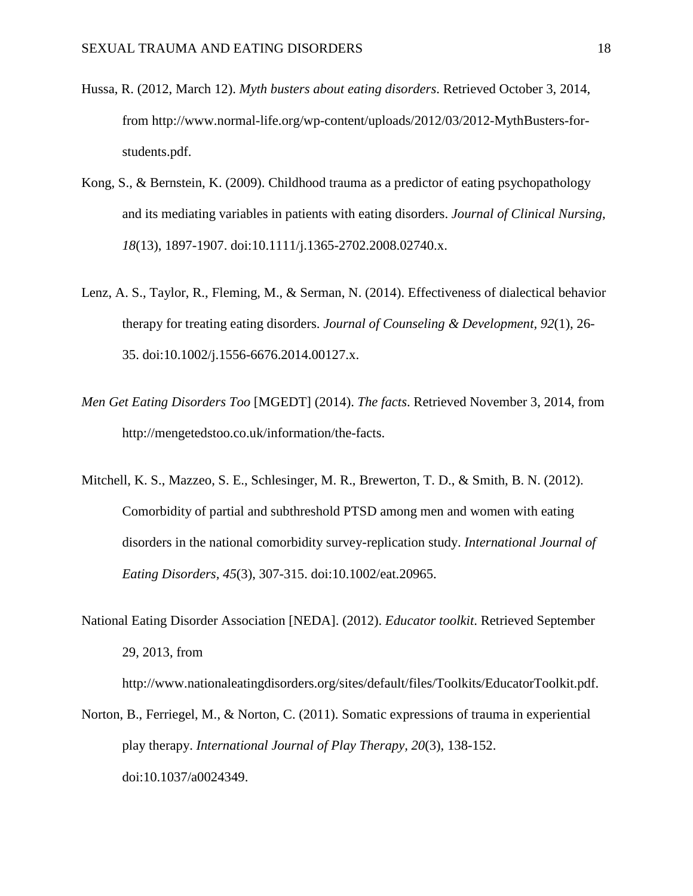Hussa, R. (2012, March 12). *Myth busters about eating disorders*. Retrieved October 3, 2014, from http://www.normal-life.org/wp-content/uploads/2012/03/2012-MythBusters-for-students.pdf.

Kong, S., & Bernstein, K. (2009). Childhood trauma as a predictor of eating psychopathology and its mediating variables in patients with eating disorders. *Journal of Clinical Nursing*, *18*(13), 1897-1907. doi:10.1111/j.1365-2702.2008.02740.x.

Lenz, A. S., Taylor, R., Fleming, M., & Serman, N. (2014). Effectiveness of dialectical behavior therapy for treating eating disorders. *Journal of Counseling & Development, 92*(1), 26-35. doi:10.1002/j.1556-6676.2014.00127.x.

*Men Get Eating Disorders Too* [MGEDT] (2014). *The facts*. Retrieved November 3, 2014, from http://mengetedstoo.co.uk/information/the-facts.

Mitchell, K. S., Mazzeo, S. E., Schlesinger, M. R., Brewerton, T. D., & Smith, B. N. (2012). Comorbidity of partial and subthreshold PTSD among men and women with eating disorders in the national comorbidity survey-replication study. *International Journal of Eating Disorders, 45*(3), 307-315. doi:10.1002/eat.20965.

National Eating Disorder Association [NEDA]. (2012). *Educator toolkit*. Retrieved September 29, 2013, from http://www.nationaleatingdisorders.org/sites/default/files/Toolkits/EducatorToolkit.pdf.

Norton, B., Ferriegel, M., & Norton, C. (2011). Somatic expressions of trauma in experiential play therapy. *International Journal of Play Therapy, 20*(3), 138-152. doi:10.1037/a0024349.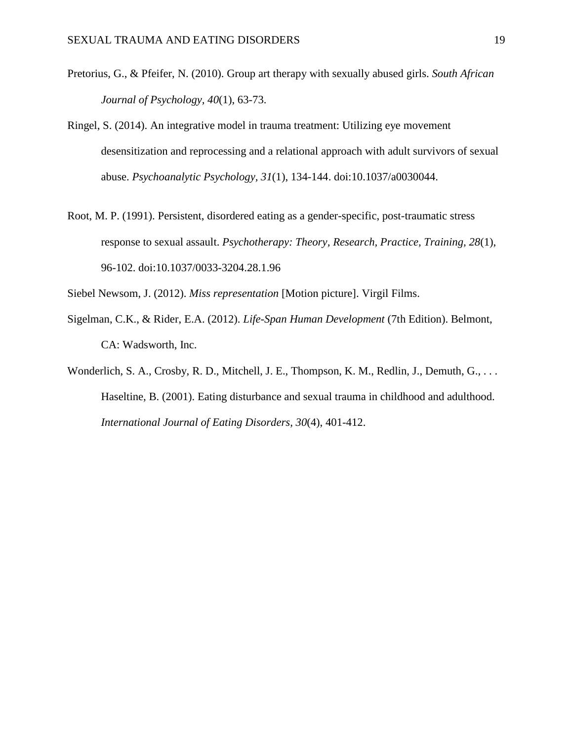Pretorius, G., & Pfeifer, N. (2010). Group art therapy with sexually abused girls. *South African Journal of Psychology, 40*(1), 63-73.

Ringel, S. (2014). An integrative model in trauma treatment: Utilizing eye movement desensitization and reprocessing and a relational approach with adult survivors of sexual abuse. *Psychoanalytic Psychology, 31*(1), 134-144. doi:10.1037/a0030044.

Root, M. P. (1991). Persistent, disordered eating as a gender-specific, post-traumatic stress response to sexual assault. *Psychotherapy: Theory, Research, Practice, Training, 28*(1), 96-102. doi:10.1037/0033-3204.28.1.96

Siebel Newsom, J. (2012). *Miss representation* [Motion picture]. Virgil Films.

Sigelman, C.K., & Rider, E.A. (2012). *Life-Span Human Development* (7th Edition). Belmont, CA: Wadsworth, Inc.

Wonderlich, S. A., Crosby, R. D., Mitchell, J. E., Thompson, K. M., Redlin, J., Demuth, G., . . . Haseltine, B. (2001). Eating disturbance and sexual trauma in childhood and adulthood. *International Journal of Eating Disorders, 30*(4), 401-412.